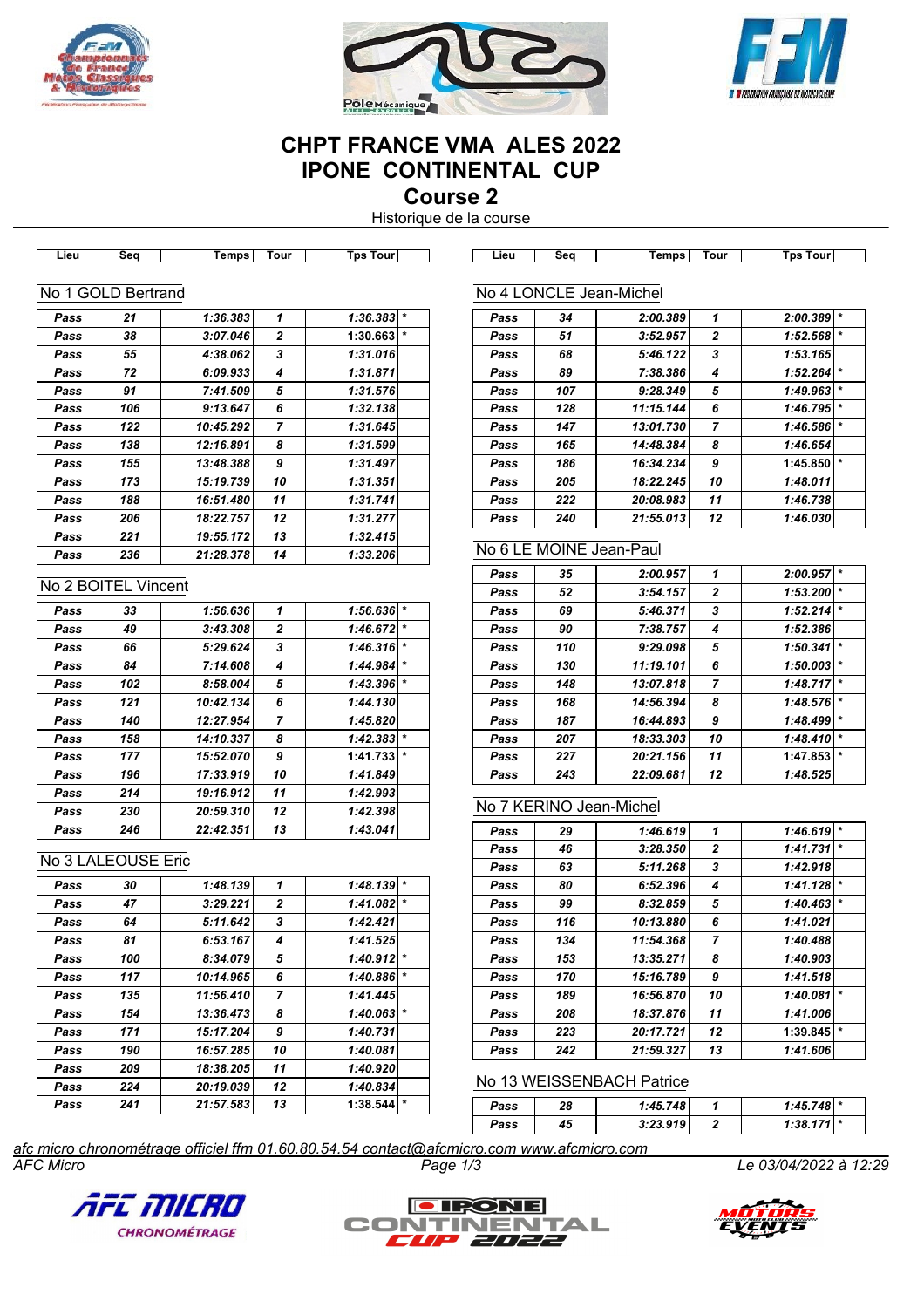# CHPT FRANCE VMA ALES 2022
# IPONE CONTINENTAL CUP
## Course 2
Historique de la course

### No 1 GOLD Bertrand

| Lieu | Seq | Temps | Tour | Tps Tour | |
|---|---|---|---|---|---|
| Pass | 21 | 1:36.383 | 1 | 1:36.383 | * |
| Pass | 38 | 3:07.046 | 2 | 1:30.663 | * |
| Pass | 55 | 4:38.062 | 3 | 1:31.016 | |
| Pass | 72 | 6:09.933 | 4 | 1:31.871 | |
| Pass | 91 | 7:41.509 | 5 | 1:31.576 | |
| Pass | 106 | 9:13.647 | 6 | 1:32.138 | |
| Pass | 122 | 10:45.292 | 7 | 1:31.645 | |
| Pass | 138 | 12:16.891 | 8 | 1:31.599 | |
| Pass | 155 | 13:48.388 | 9 | 1:31.497 | |
| Pass | 173 | 15:19.739 | 10 | 1:31.351 | |
| Pass | 188 | 16:51.480 | 11 | 1:31.741 | |
| Pass | 206 | 18:22.757 | 12 | 1:31.277 | |
| Pass | 221 | 19:55.172 | 13 | 1:32.415 | |
| Pass | 236 | 21:28.378 | 14 | 1:33.206 | |

### No 2 BOITEL Vincent

| Lieu | Seq | Temps | Tour | Tps Tour | |
|---|---|---|---|---|---|
| Pass | 33 | 1:56.636 | 1 | 1:56.636 | * |
| Pass | 49 | 3:43.308 | 2 | 1:46.672 | * |
| Pass | 66 | 5:29.624 | 3 | 1:46.316 | * |
| Pass | 84 | 7:14.608 | 4 | 1:44.984 | * |
| Pass | 102 | 8:58.004 | 5 | 1:43.396 | * |
| Pass | 121 | 10:42.134 | 6 | 1:44.130 | |
| Pass | 140 | 12:27.954 | 7 | 1:45.820 | |
| Pass | 158 | 14:10.337 | 8 | 1:42.383 | * |
| Pass | 177 | 15:52.070 | 9 | 1:41.733 | * |
| Pass | 196 | 17:33.919 | 10 | 1:41.849 | |
| Pass | 214 | 19:16.912 | 11 | 1:42.993 | |
| Pass | 230 | 20:59.310 | 12 | 1:42.398 | |
| Pass | 246 | 22:42.351 | 13 | 1:43.041 | |

### No 3 LALEOUSE Eric

| Lieu | Seq | Temps | Tour | Tps Tour | |
|---|---|---|---|---|---|
| Pass | 30 | 1:48.139 | 1 | 1:48.139 | * |
| Pass | 47 | 3:29.221 | 2 | 1:41.082 | * |
| Pass | 64 | 5:11.642 | 3 | 1:42.421 | |
| Pass | 81 | 6:53.167 | 4 | 1:41.525 | |
| Pass | 100 | 8:34.079 | 5 | 1:40.912 | * |
| Pass | 117 | 10:14.965 | 6 | 1:40.886 | * |
| Pass | 135 | 11:56.410 | 7 | 1:41.445 | |
| Pass | 154 | 13:36.473 | 8 | 1:40.063 | * |
| Pass | 171 | 15:17.204 | 9 | 1:40.731 | |
| Pass | 190 | 16:57.285 | 10 | 1:40.081 | |
| Pass | 209 | 18:38.205 | 11 | 1:40.920 | |
| Pass | 224 | 20:19.039 | 12 | 1:40.834 | |
| Pass | 241 | 21:57.583 | 13 | 1:38.544 | * |

### No 4 LONCLE Jean-Michel

| Lieu | Seq | Temps | Tour | Tps Tour | |
|---|---|---|---|---|---|
| Pass | 34 | 2:00.389 | 1 | 2:00.389 | * |
| Pass | 51 | 3:52.957 | 2 | 1:52.568 | * |
| Pass | 68 | 5:46.122 | 3 | 1:53.165 | |
| Pass | 89 | 7:38.386 | 4 | 1:52.264 | * |
| Pass | 107 | 9:28.349 | 5 | 1:49.963 | * |
| Pass | 128 | 11:15.144 | 6 | 1:46.795 | * |
| Pass | 147 | 13:01.730 | 7 | 1:46.586 | * |
| Pass | 165 | 14:48.384 | 8 | 1:46.654 | |
| Pass | 186 | 16:34.234 | 9 | 1:45.850 | * |
| Pass | 205 | 18:22.245 | 10 | 1:48.011 | |
| Pass | 222 | 20:08.983 | 11 | 1:46.738 | |
| Pass | 240 | 21:55.013 | 12 | 1:46.030 | |

### No 6 LE MOINE Jean-Paul

| Lieu | Seq | Temps | Tour | Tps Tour | |
|---|---|---|---|---|---|
| Pass | 35 | 2:00.957 | 1 | 2:00.957 | * |
| Pass | 52 | 3:54.157 | 2 | 1:53.200 | * |
| Pass | 69 | 5:46.371 | 3 | 1:52.214 | * |
| Pass | 90 | 7:38.757 | 4 | 1:52.386 | |
| Pass | 110 | 9:29.098 | 5 | 1:50.341 | * |
| Pass | 130 | 11:19.101 | 6 | 1:50.003 | * |
| Pass | 148 | 13:07.818 | 7 | 1:48.717 | * |
| Pass | 168 | 14:56.394 | 8 | 1:48.576 | * |
| Pass | 187 | 16:44.893 | 9 | 1:48.499 | * |
| Pass | 207 | 18:33.303 | 10 | 1:48.410 | * |
| Pass | 227 | 20:21.156 | 11 | 1:47.853 | * |
| Pass | 243 | 22:09.681 | 12 | 1:48.525 | |

### No 7 KERINO Jean-Michel

| Lieu | Seq | Temps | Tour | Tps Tour | |
|---|---|---|---|---|---|
| Pass | 29 | 1:46.619 | 1 | 1:46.619 | * |
| Pass | 46 | 3:28.350 | 2 | 1:41.731 | * |
| Pass | 63 | 5:11.268 | 3 | 1:42.918 | |
| Pass | 80 | 6:52.396 | 4 | 1:41.128 | * |
| Pass | 99 | 8:32.859 | 5 | 1:40.463 | * |
| Pass | 116 | 10:13.880 | 6 | 1:41.021 | |
| Pass | 134 | 11:54.368 | 7 | 1:40.488 | |
| Pass | 153 | 13:35.271 | 8 | 1:40.903 | |
| Pass | 170 | 15:16.789 | 9 | 1:41.518 | |
| Pass | 189 | 16:56.870 | 10 | 1:40.081 | * |
| Pass | 208 | 18:37.876 | 11 | 1:41.006 | |
| Pass | 223 | 20:17.721 | 12 | 1:39.845 | * |
| Pass | 242 | 21:59.327 | 13 | 1:41.606 | |

### No 13 WEISSENBACH Patrice

| Lieu | Seq | Temps | Tour | Tps Tour | |
|---|---|---|---|---|---|
| Pass | 28 | 1:45.748 | 1 | 1:45.748 | * |
| Pass | 45 | 3:23.919 | 2 | 1:38.171 | * |

*afc micro chronométrage officiel ffm 01.60.80.54.54 contact@afcmicro.com www.afcmicro.com*

*AFC Micro* — *Le 03/04/2022 à 12:29*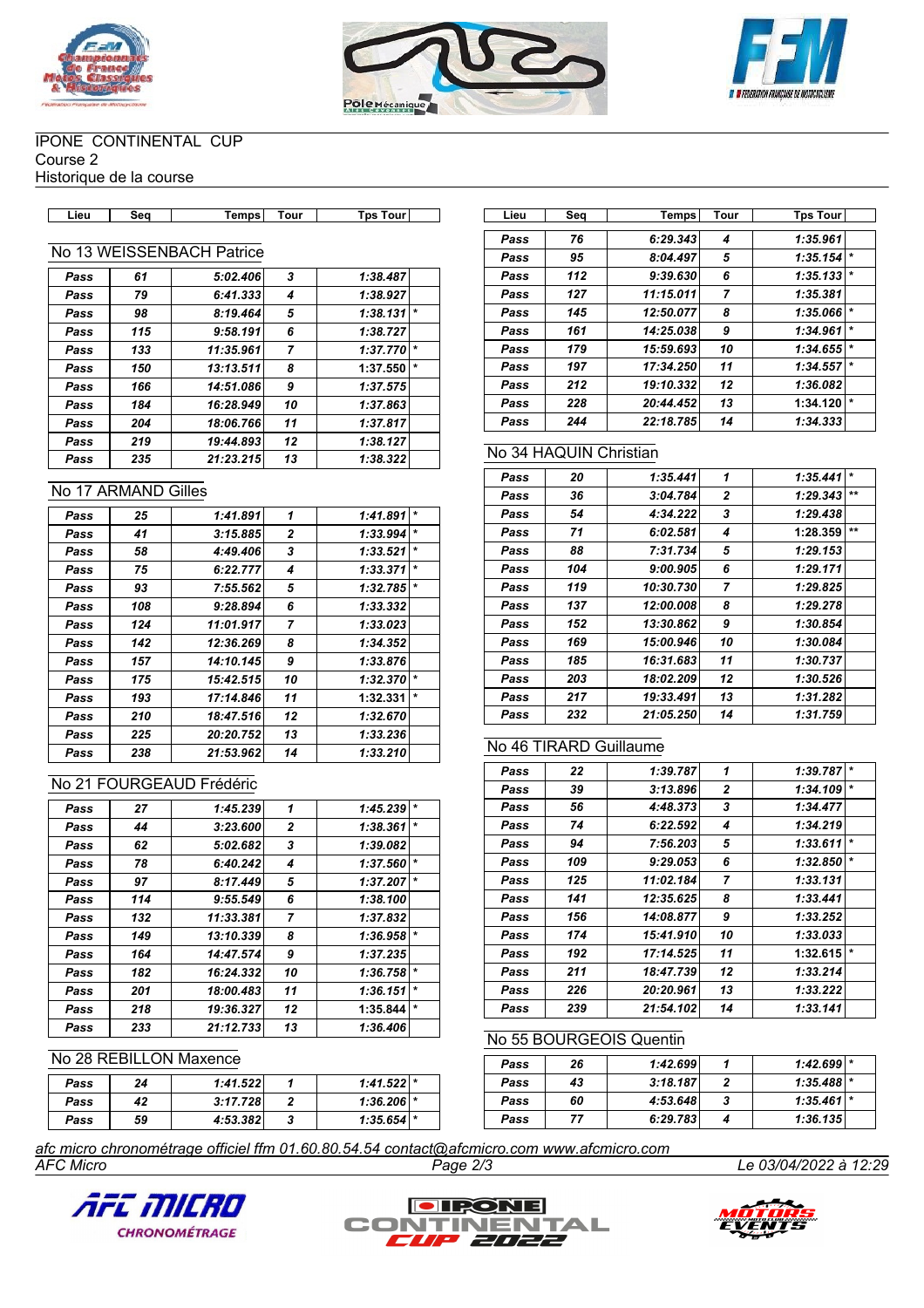IPONE CONTINENTAL CUP
Course 2
Historique de la course

### No 13 WEISSENBACH Patrice

| Lieu | Seq | Temps | Tour | Tps Tour | |
|---|---|---|---|---|---|
| Pass | 61 | 5:02.406 | 3 | 1:38.487 | |
| Pass | 79 | 6:41.333 | 4 | 1:38.927 | |
| Pass | 98 | 8:19.464 | 5 | 1:38.131 | * |
| Pass | 115 | 9:58.191 | 6 | 1:38.727 | |
| Pass | 133 | 11:35.961 | 7 | 1:37.770 | * |
| Pass | 150 | 13:13.511 | 8 | 1:37.550 | * |
| Pass | 166 | 14:51.086 | 9 | 1:37.575 | |
| Pass | 184 | 16:28.949 | 10 | 1:37.863 | |
| Pass | 204 | 18:06.766 | 11 | 1:37.817 | |
| Pass | 219 | 19:44.893 | 12 | 1:38.127 | |
| Pass | 235 | 21:23.215 | 13 | 1:38.322 | |

### No 17 ARMAND Gilles

| Lieu | Seq | Temps | Tour | Tps Tour | |
|---|---|---|---|---|---|
| Pass | 25 | 1:41.891 | 1 | 1:41.891 | * |
| Pass | 41 | 3:15.885 | 2 | 1:33.994 | * |
| Pass | 58 | 4:49.406 | 3 | 1:33.521 | * |
| Pass | 75 | 6:22.777 | 4 | 1:33.371 | * |
| Pass | 93 | 7:55.562 | 5 | 1:32.785 | * |
| Pass | 108 | 9:28.894 | 6 | 1:33.332 | |
| Pass | 124 | 11:01.917 | 7 | 1:33.023 | |
| Pass | 142 | 12:36.269 | 8 | 1:34.352 | |
| Pass | 157 | 14:10.145 | 9 | 1:33.876 | |
| Pass | 175 | 15:42.515 | 10 | 1:32.370 | * |
| Pass | 193 | 17:14.846 | 11 | 1:32.331 | * |
| Pass | 210 | 18:47.516 | 12 | 1:32.670 | |
| Pass | 225 | 20:20.752 | 13 | 1:33.236 | |
| Pass | 238 | 21:53.962 | 14 | 1:33.210 | |

### No 21 FOURGEAUD Frédéric

| Lieu | Seq | Temps | Tour | Tps Tour | |
|---|---|---|---|---|---|
| Pass | 27 | 1:45.239 | 1 | 1:45.239 | * |
| Pass | 44 | 3:23.600 | 2 | 1:38.361 | * |
| Pass | 62 | 5:02.682 | 3 | 1:39.082 | |
| Pass | 78 | 6:40.242 | 4 | 1:37.560 | * |
| Pass | 97 | 8:17.449 | 5 | 1:37.207 | * |
| Pass | 114 | 9:55.549 | 6 | 1:38.100 | |
| Pass | 132 | 11:33.381 | 7 | 1:37.832 | |
| Pass | 149 | 13:10.339 | 8 | 1:36.958 | * |
| Pass | 164 | 14:47.574 | 9 | 1:37.235 | |
| Pass | 182 | 16:24.332 | 10 | 1:36.758 | * |
| Pass | 201 | 18:00.483 | 11 | 1:36.151 | * |
| Pass | 218 | 19:36.327 | 12 | 1:35.844 | * |
| Pass | 233 | 21:12.733 | 13 | 1:36.406 | |

### No 28 REBILLON Maxence

| Lieu | Seq | Temps | Tour | Tps Tour | |
|---|---|---|---|---|---|
| Pass | 24 | 1:41.522 | 1 | 1:41.522 | * |
| Pass | 42 | 3:17.728 | 2 | 1:36.206 | * |
| Pass | 59 | 4:53.382 | 3 | 1:35.654 | * |
| Pass | 76 | 6:29.343 | 4 | 1:35.961 | |
| Pass | 95 | 8:04.497 | 5 | 1:35.154 | * |
| Pass | 112 | 9:39.630 | 6 | 1:35.133 | * |
| Pass | 127 | 11:15.011 | 7 | 1:35.381 | |
| Pass | 145 | 12:50.077 | 8 | 1:35.066 | * |
| Pass | 161 | 14:25.038 | 9 | 1:34.961 | * |
| Pass | 179 | 15:59.693 | 10 | 1:34.655 | * |
| Pass | 197 | 17:34.250 | 11 | 1:34.557 | * |
| Pass | 212 | 19:10.332 | 12 | 1:36.082 | |
| Pass | 228 | 20:44.452 | 13 | 1:34.120 | * |
| Pass | 244 | 22:18.785 | 14 | 1:34.333 | |

### No 34 HAQUIN Christian

| Lieu | Seq | Temps | Tour | Tps Tour | |
|---|---|---|---|---|---|
| Pass | 20 | 1:35.441 | 1 | 1:35.441 | * |
| Pass | 36 | 3:04.784 | 2 | 1:29.343 | ** |
| Pass | 54 | 4:34.222 | 3 | 1:29.438 | |
| Pass | 71 | 6:02.581 | 4 | 1:28.359 | ** |
| Pass | 88 | 7:31.734 | 5 | 1:29.153 | |
| Pass | 104 | 9:00.905 | 6 | 1:29.171 | |
| Pass | 119 | 10:30.730 | 7 | 1:29.825 | |
| Pass | 137 | 12:00.008 | 8 | 1:29.278 | |
| Pass | 152 | 13:30.862 | 9 | 1:30.854 | |
| Pass | 169 | 15:00.946 | 10 | 1:30.084 | |
| Pass | 185 | 16:31.683 | 11 | 1:30.737 | |
| Pass | 203 | 18:02.209 | 12 | 1:30.526 | |
| Pass | 217 | 19:33.491 | 13 | 1:31.282 | |
| Pass | 232 | 21:05.250 | 14 | 1:31.759 | |

### No 46 TIRARD Guillaume

| Lieu | Seq | Temps | Tour | Tps Tour | |
|---|---|---|---|---|---|
| Pass | 22 | 1:39.787 | 1 | 1:39.787 | * |
| Pass | 39 | 3:13.896 | 2 | 1:34.109 | * |
| Pass | 56 | 4:48.373 | 3 | 1:34.477 | |
| Pass | 74 | 6:22.592 | 4 | 1:34.219 | |
| Pass | 94 | 7:56.203 | 5 | 1:33.611 | * |
| Pass | 109 | 9:29.053 | 6 | 1:32.850 | * |
| Pass | 125 | 11:02.184 | 7 | 1:33.131 | |
| Pass | 141 | 12:35.625 | 8 | 1:33.441 | |
| Pass | 156 | 14:08.877 | 9 | 1:33.252 | |
| Pass | 174 | 15:41.910 | 10 | 1:33.033 | |
| Pass | 192 | 17:14.525 | 11 | 1:32.615 | * |
| Pass | 211 | 18:47.739 | 12 | 1:33.214 | |
| Pass | 226 | 20:20.961 | 13 | 1:33.222 | |
| Pass | 239 | 21:54.102 | 14 | 1:33.141 | |

### No 55 BOURGEOIS Quentin

| Lieu | Seq | Temps | Tour | Tps Tour | |
|---|---|---|---|---|---|
| Pass | 26 | 1:42.699 | 1 | 1:42.699 | * |
| Pass | 43 | 3:18.187 | 2 | 1:35.488 | * |
| Pass | 60 | 4:53.648 | 3 | 1:35.461 | * |
| Pass | 77 | 6:29.783 | 4 | 1:36.135 | |

*afc micro chronométrage officiel ffm 01.60.80.54.54 contact@afcmicro.com www.afcmicro.com*
*AFC Micro* — *Le 03/04/2022 à 12:29*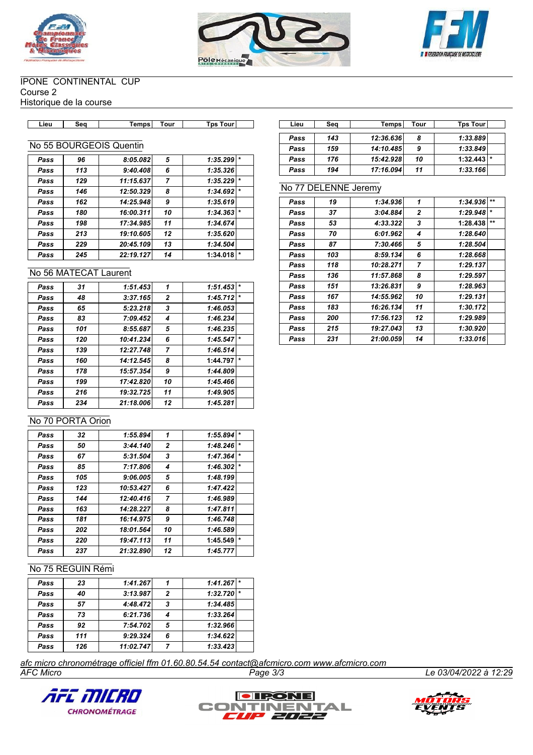IPONE CONTINENTAL CUP
Course 2
Historique de la course

| Lieu | Seq | Temps | Tour | Tps Tour | |
|---|---|---|---|---|---|

## No 55 BOURGEOIS Quentin

| Lieu | Seq | Temps | Tour | Tps Tour | |
|---|---|---|---|---|---|
| Pass | 96 | 8:05.082 | 5 | 1:35.299 | * |
| Pass | 113 | 9:40.408 | 6 | 1:35.326 | |
| Pass | 129 | 11:15.637 | 7 | 1:35.229 | * |
| Pass | 146 | 12:50.329 | 8 | 1:34.692 | * |
| Pass | 162 | 14:25.948 | 9 | 1:35.619 | |
| Pass | 180 | 16:00.311 | 10 | 1:34.363 | * |
| Pass | 198 | 17:34.985 | 11 | 1:34.674 | |
| Pass | 213 | 19:10.605 | 12 | 1:35.620 | |
| Pass | 229 | 20:45.109 | 13 | 1:34.504 | |
| Pass | 245 | 22:19.127 | 14 | 1:34.018 | * |

## No 56 MATECAT Laurent

| Lieu | Seq | Temps | Tour | Tps Tour | |
|---|---|---|---|---|---|
| Pass | 31 | 1:51.453 | 1 | 1:51.453 | * |
| Pass | 48 | 3:37.165 | 2 | 1:45.712 | * |
| Pass | 65 | 5:23.218 | 3 | 1:46.053 | |
| Pass | 83 | 7:09.452 | 4 | 1:46.234 | |
| Pass | 101 | 8:55.687 | 5 | 1:46.235 | |
| Pass | 120 | 10:41.234 | 6 | 1:45.547 | * |
| Pass | 139 | 12:27.748 | 7 | 1:46.514 | |
| Pass | 160 | 14:12.545 | 8 | 1:44.797 | * |
| Pass | 178 | 15:57.354 | 9 | 1:44.809 | |
| Pass | 199 | 17:42.820 | 10 | 1:45.466 | |
| Pass | 216 | 19:32.725 | 11 | 1:49.905 | |
| Pass | 234 | 21:18.006 | 12 | 1:45.281 | |

## No 70 PORTA Orion

| Lieu | Seq | Temps | Tour | Tps Tour | |
|---|---|---|---|---|---|
| Pass | 32 | 1:55.894 | 1 | 1:55.894 | * |
| Pass | 50 | 3:44.140 | 2 | 1:48.246 | * |
| Pass | 67 | 5:31.504 | 3 | 1:47.364 | * |
| Pass | 85 | 7:17.806 | 4 | 1:46.302 | * |
| Pass | 105 | 9:06.005 | 5 | 1:48.199 | |
| Pass | 123 | 10:53.427 | 6 | 1:47.422 | |
| Pass | 144 | 12:40.416 | 7 | 1:46.989 | |
| Pass | 163 | 14:28.227 | 8 | 1:47.811 | |
| Pass | 181 | 16:14.975 | 9 | 1:46.748 | |
| Pass | 202 | 18:01.564 | 10 | 1:46.589 | |
| Pass | 220 | 19:47.113 | 11 | 1:45.549 | * |
| Pass | 237 | 21:32.890 | 12 | 1:45.777 | |

## No 75 REGUIN Rémi

| Lieu | Seq | Temps | Tour | Tps Tour | |
|---|---|---|---|---|---|
| Pass | 23 | 1:41.267 | 1 | 1:41.267 | * |
| Pass | 40 | 3:13.987 | 2 | 1:32.720 | * |
| Pass | 57 | 4:48.472 | 3 | 1:34.485 | |
| Pass | 73 | 6:21.736 | 4 | 1:33.264 | |
| Pass | 92 | 7:54.702 | 5 | 1:32.966 | |
| Pass | 111 | 9:29.324 | 6 | 1:34.622 | |
| Pass | 126 | 11:02.747 | 7 | 1:33.423 | |
| Pass | 143 | 12:36.636 | 8 | 1:33.889 | |
| Pass | 159 | 14:10.485 | 9 | 1:33.849 | |
| Pass | 176 | 15:42.928 | 10 | 1:32.443 | * |
| Pass | 194 | 17:16.094 | 11 | 1:33.166 | |

## No 77 DELENNE Jeremy

| Lieu | Seq | Temps | Tour | Tps Tour | |
|---|---|---|---|---|---|
| Pass | 19 | 1:34.936 | 1 | 1:34.936 | ** |
| Pass | 37 | 3:04.884 | 2 | 1:29.948 | * |
| Pass | 53 | 4:33.322 | 3 | 1:28.438 | ** |
| Pass | 70 | 6:01.962 | 4 | 1:28.640 | |
| Pass | 87 | 7:30.466 | 5 | 1:28.504 | |
| Pass | 103 | 8:59.134 | 6 | 1:28.668 | |
| Pass | 118 | 10:28.271 | 7 | 1:29.137 | |
| Pass | 136 | 11:57.868 | 8 | 1:29.597 | |
| Pass | 151 | 13:26.831 | 9 | 1:28.963 | |
| Pass | 167 | 14:55.962 | 10 | 1:29.131 | |
| Pass | 183 | 16:26.134 | 11 | 1:30.172 | |
| Pass | 200 | 17:56.123 | 12 | 1:29.989 | |
| Pass | 215 | 19:27.043 | 13 | 1:30.920 | |
| Pass | 231 | 21:00.059 | 14 | 1:33.016 | |

*afc micro chronométrage officiel ffm 01.60.80.54.54 contact@afcmicro.com www.afcmicro.com*
*AFC Micro* — *Le 03/04/2022 à 12:29*